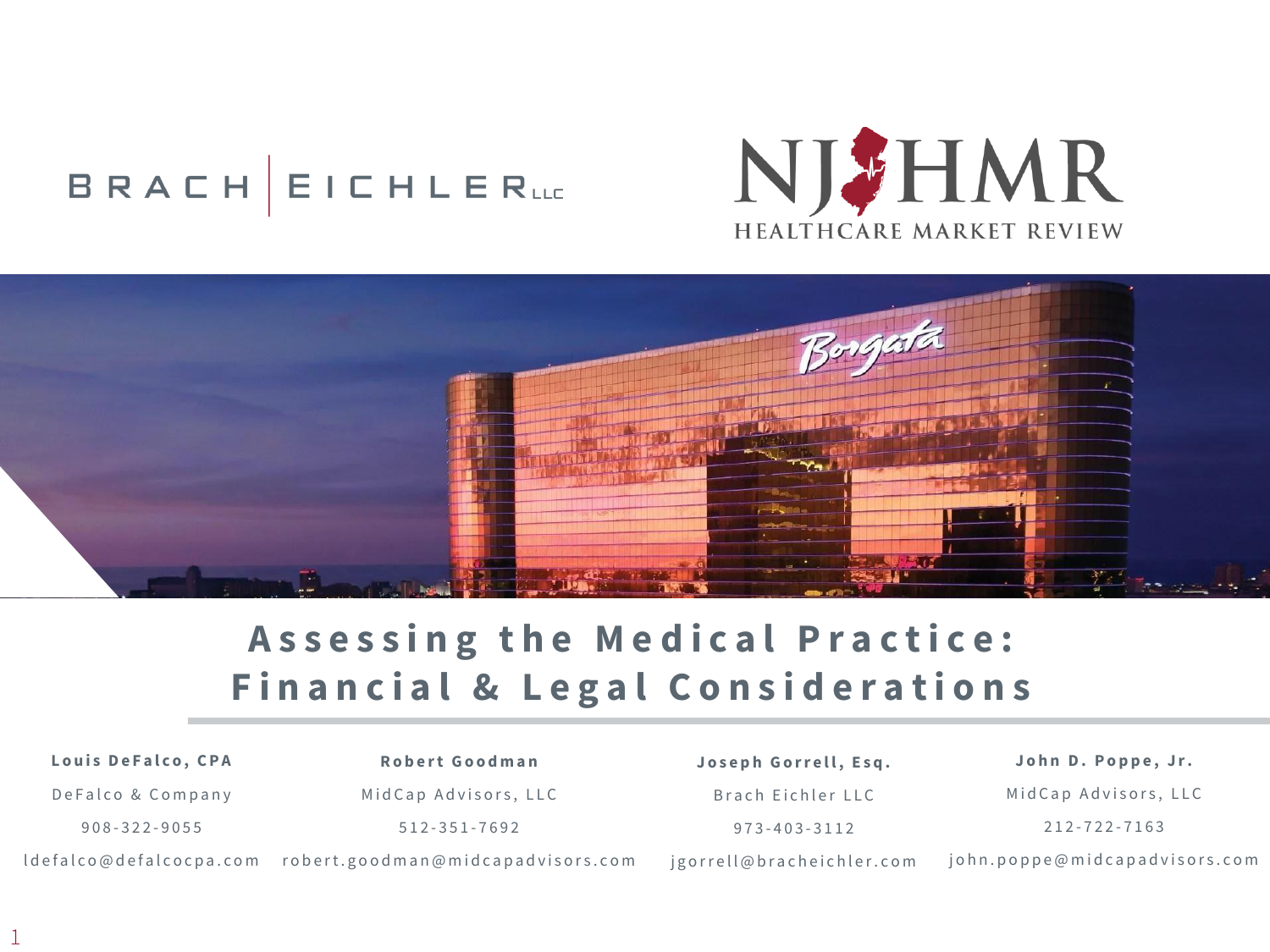BRACH EICHLER LLC

NJHMR
HEALTHCARE MARKET REVIEW

# Assessing the Medical Practice: Financial & Legal Considerations

**Louis DeFalco, CPA**
DeFalco & Company
908-322-9055
ldefalco@defalcocpa.com

**Robert Goodman**
MidCap Advisors, LLC
512-351-7692
robert.goodman@midcapadvisors.com

**Joseph Gorrell, Esq.**
Brach Eichler LLC
973-403-3112
jgorrell@bracheichler.com

**John D. Poppe, Jr.**
MidCap Advisors, LLC
212-722-7163
john.poppe@midcapadvisors.com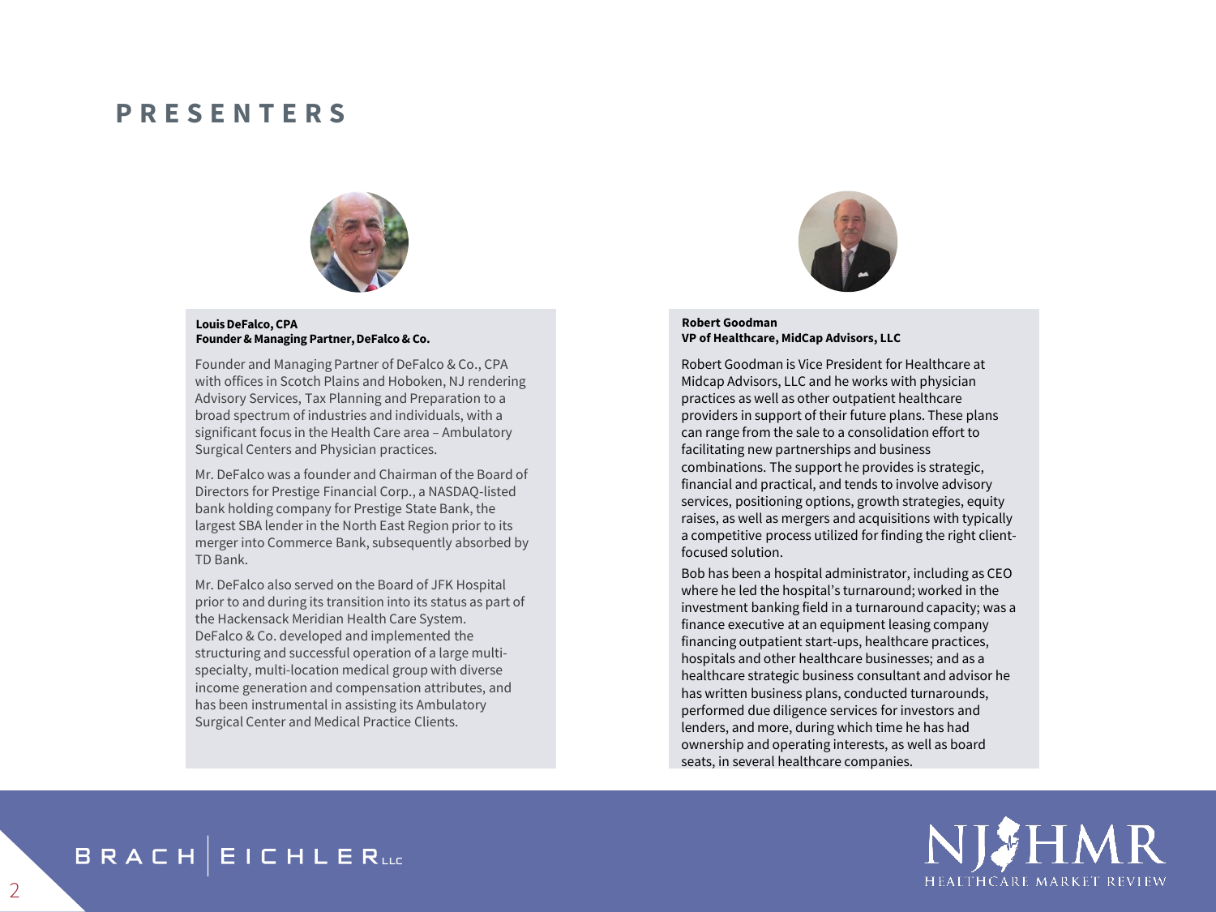# PRESENTERS

**Louis DeFalco, CPA**
**Founder & Managing Partner, DeFalco & Co.**

Founder and Managing Partner of DeFalco & Co., CPA with offices in Scotch Plains and Hoboken, NJ rendering Advisory Services, Tax Planning and Preparation to a broad spectrum of industries and individuals, with a significant focus in the Health Care area – Ambulatory Surgical Centers and Physician practices.

Mr. DeFalco was a founder and Chairman of the Board of Directors for Prestige Financial Corp., a NASDAQ-listed bank holding company for Prestige State Bank, the largest SBA lender in the North East Region prior to its merger into Commerce Bank, subsequently absorbed by TD Bank.

Mr. DeFalco also served on the Board of JFK Hospital prior to and during its transition into its status as part of the Hackensack Meridian Health Care System. DeFalco & Co. developed and implemented the structuring and successful operation of a large multi-specialty, multi-location medical group with diverse income generation and compensation attributes, and has been instrumental in assisting its Ambulatory Surgical Center and Medical Practice Clients.

**Robert Goodman**
**VP of Healthcare, MidCap Advisors, LLC**

Robert Goodman is Vice President for Healthcare at Midcap Advisors, LLC and he works with physician practices as well as other outpatient healthcare providers in support of their future plans. These plans can range from the sale to a consolidation effort to facilitating new partnerships and business combinations. The support he provides is strategic, financial and practical, and tends to involve advisory services, positioning options, growth strategies, equity raises, as well as mergers and acquisitions with typically a competitive process utilized for finding the right client-focused solution.

Bob has been a hospital administrator, including as CEO where he led the hospital's turnaround; worked in the investment banking field in a turnaround capacity; was a finance executive at an equipment leasing company financing outpatient start-ups, healthcare practices, hospitals and other healthcare businesses; and as a healthcare strategic business consultant and advisor he has written business plans, conducted turnarounds, performed due diligence services for investors and lenders, and more, during which time he has had ownership and operating interests, as well as board seats, in several healthcare companies.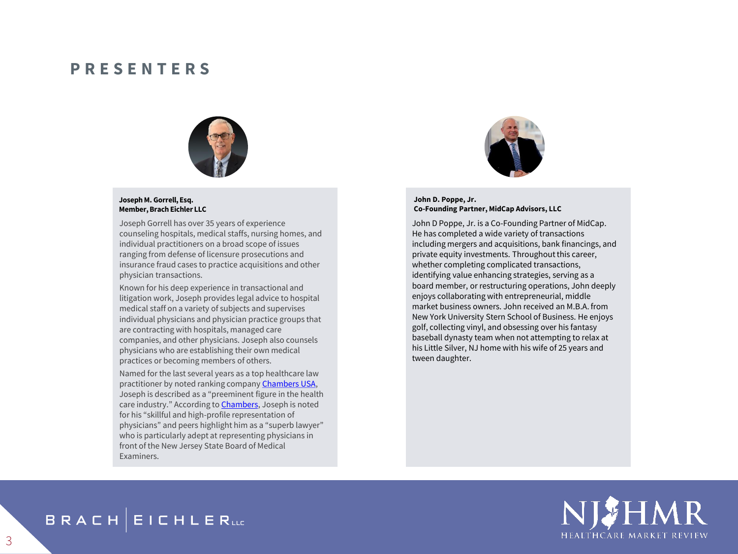# PRESENTERS

**Joseph M. Gorrell, Esq.**
**Member, Brach Eichler LLC**

Joseph Gorrell has over 35 years of experience counseling hospitals, medical staffs, nursing homes, and individual practitioners on a broad scope of issues ranging from defense of licensure prosecutions and insurance fraud cases to practice acquisitions and other physician transactions.

Known for his deep experience in transactional and litigation work, Joseph provides legal advice to hospital medical staff on a variety of subjects and supervises individual physicians and physician practice groups that are contracting with hospitals, managed care companies, and other physicians. Joseph also counsels physicians who are establishing their own medical practices or becoming members of others.

Named for the last several years as a top healthcare law practitioner by noted ranking company Chambers USA, Joseph is described as a "preeminent figure in the health care industry." According to Chambers, Joseph is noted for his "skillful and high-profile representation of physicians" and peers highlight him as a "superb lawyer" who is particularly adept at representing physicians in front of the New Jersey State Board of Medical Examiners.

**John D. Poppe, Jr.**
**Co-Founding Partner, MidCap Advisors, LLC**

John D Poppe, Jr. is a Co-Founding Partner of MidCap. He has completed a wide variety of transactions including mergers and acquisitions, bank financings, and private equity investments. Throughout this career, whether completing complicated transactions, identifying value enhancing strategies, serving as a board member, or restructuring operations, John deeply enjoys collaborating with entrepreneurial, middle market business owners. John received an M.B.A. from New York University Stern School of Business. He enjoys golf, collecting vinyl, and obsessing over his fantasy baseball dynasty team when not attempting to relax at his Little Silver, NJ home with his wife of 25 years and tween daughter.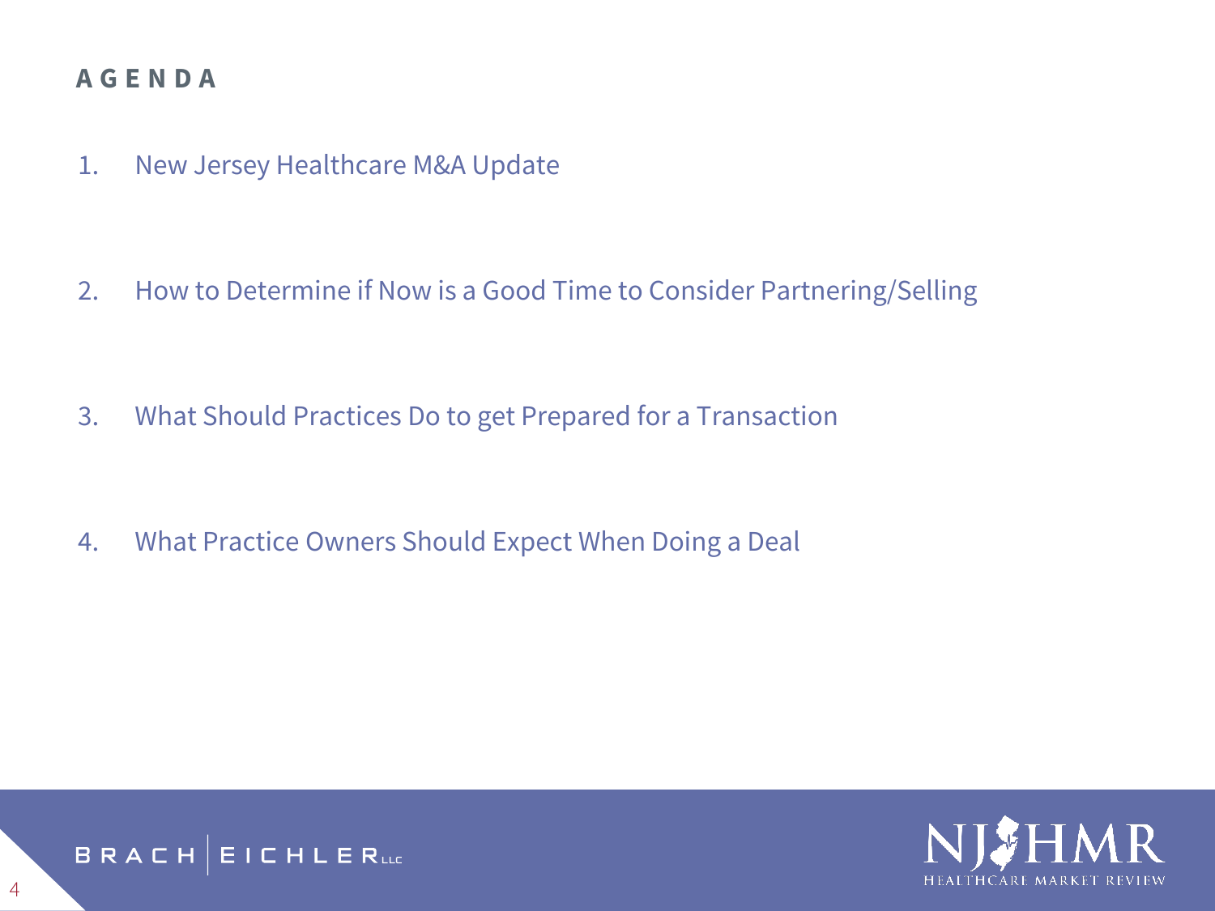# AGENDA

1. New Jersey Healthcare M&A Update
2. How to Determine if Now is a Good Time to Consider Partnering/Selling
3. What Should Practices Do to get Prepared for a Transaction
4. What Practice Owners Should Expect When Doing a Deal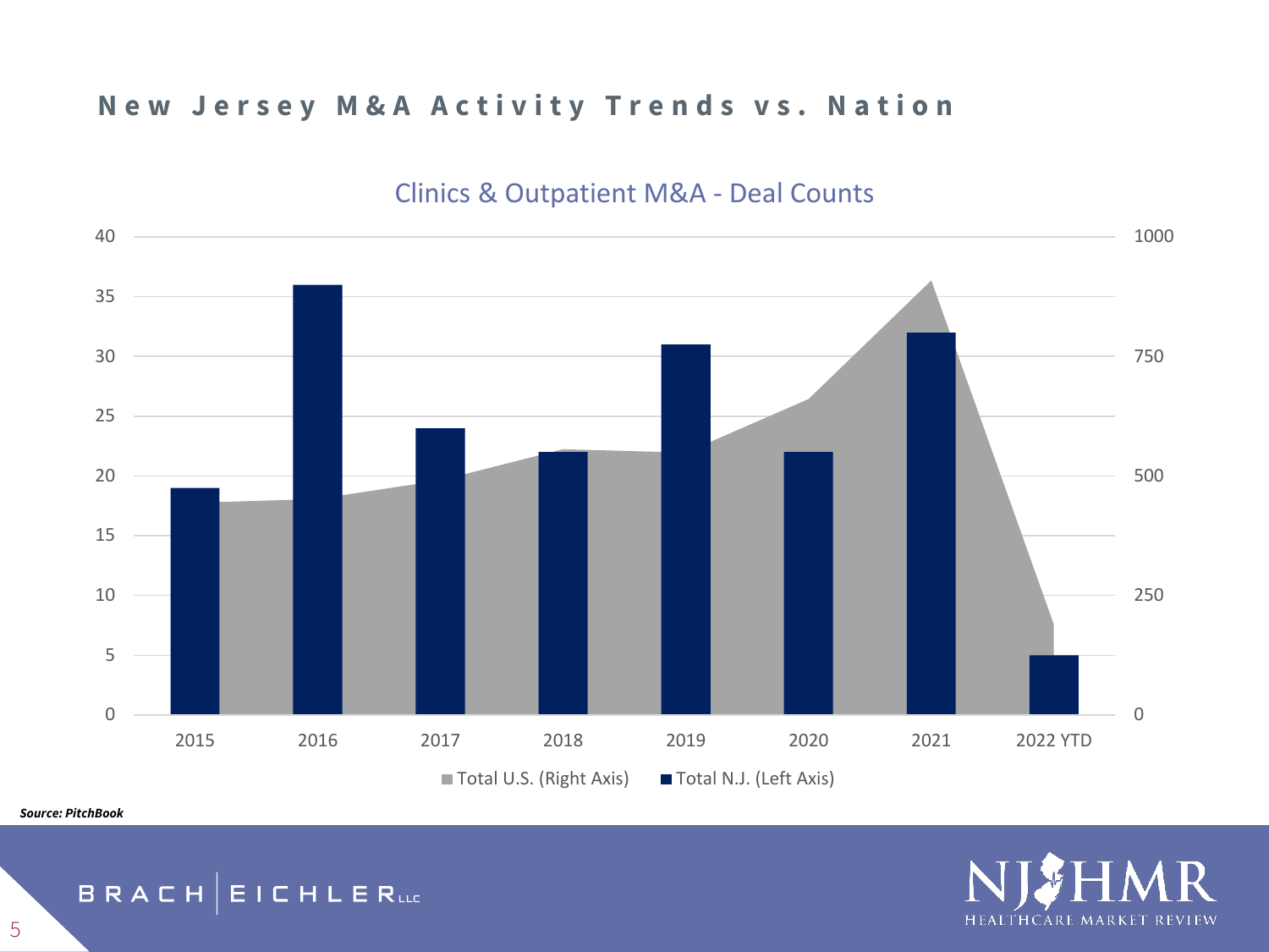## New Jersey M&A Activity Trends vs. Nation

Clinics & Outpatient M&A - Deal Counts

Total U.S. (Right Axis) | Total N.J. (Left Axis)

***Source: PitchBook***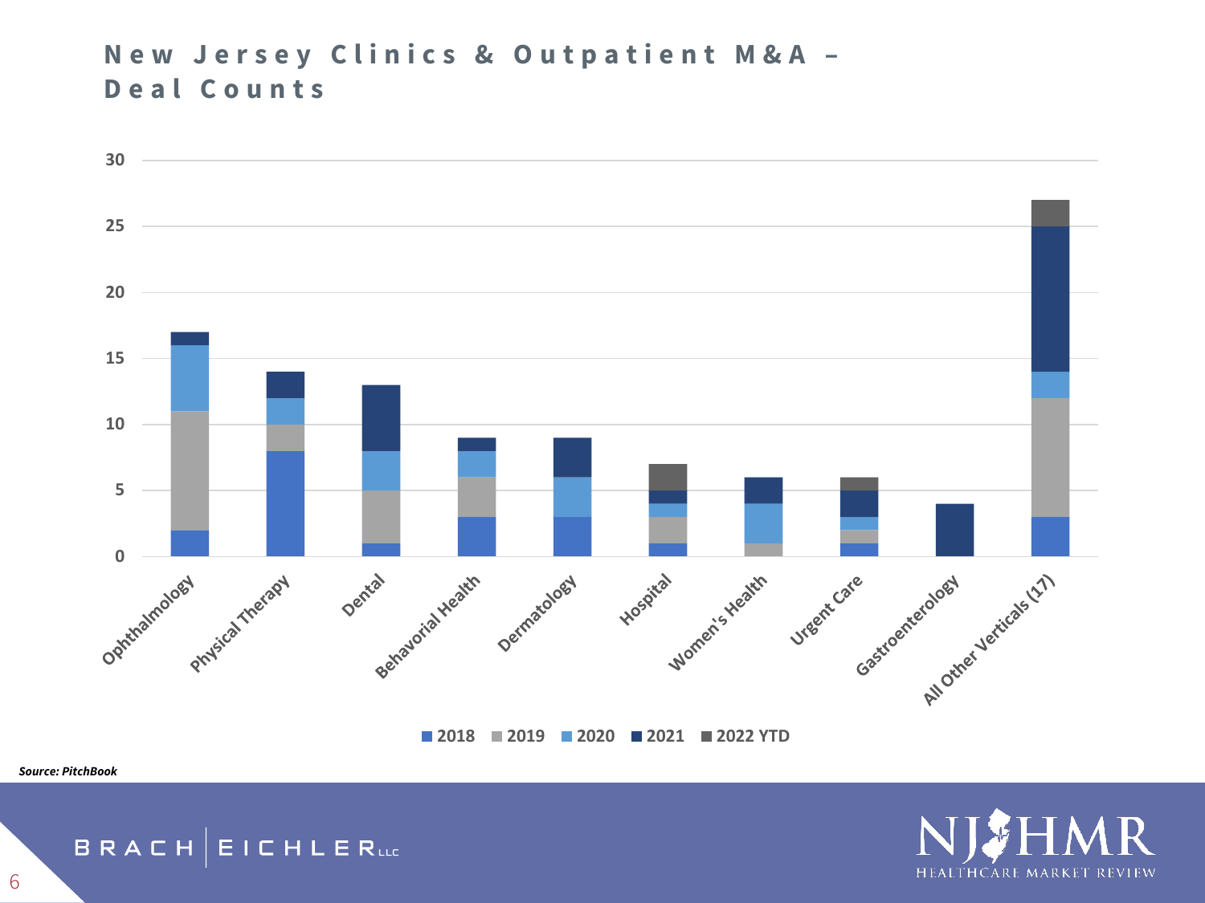# New Jersey Clinics & Outpatient M&A – Deal Counts

| Vertical | 2018 | 2019 | 2020 | 2021 | 2022 YTD |
|---|---|---|---|---|---|
| Ophthalmology | 2 | 9 | 5 | 1 | |
| Physical Therapy | 8 | 2 | 2 | 2 | |
| Dental | 1 | 4 | 3 | 5 | |
| Behavorial Health | 3 | 3 | 2 | 1 | |
| Dermatology | 3 | | 3 | 3 | |
| Hospital | 1 | 2 | 1 | 1 | 2 |
| Women's Health | | 1 | 3 | 2 | |
| Urgent Care | 1 | 1 | 1 | 2 | 1 |
| Gastroenterology | | | | 4 | |
| All Other Verticals (17) | 3 | 9 | 2 | 11 | 2 |

*Source: PitchBook*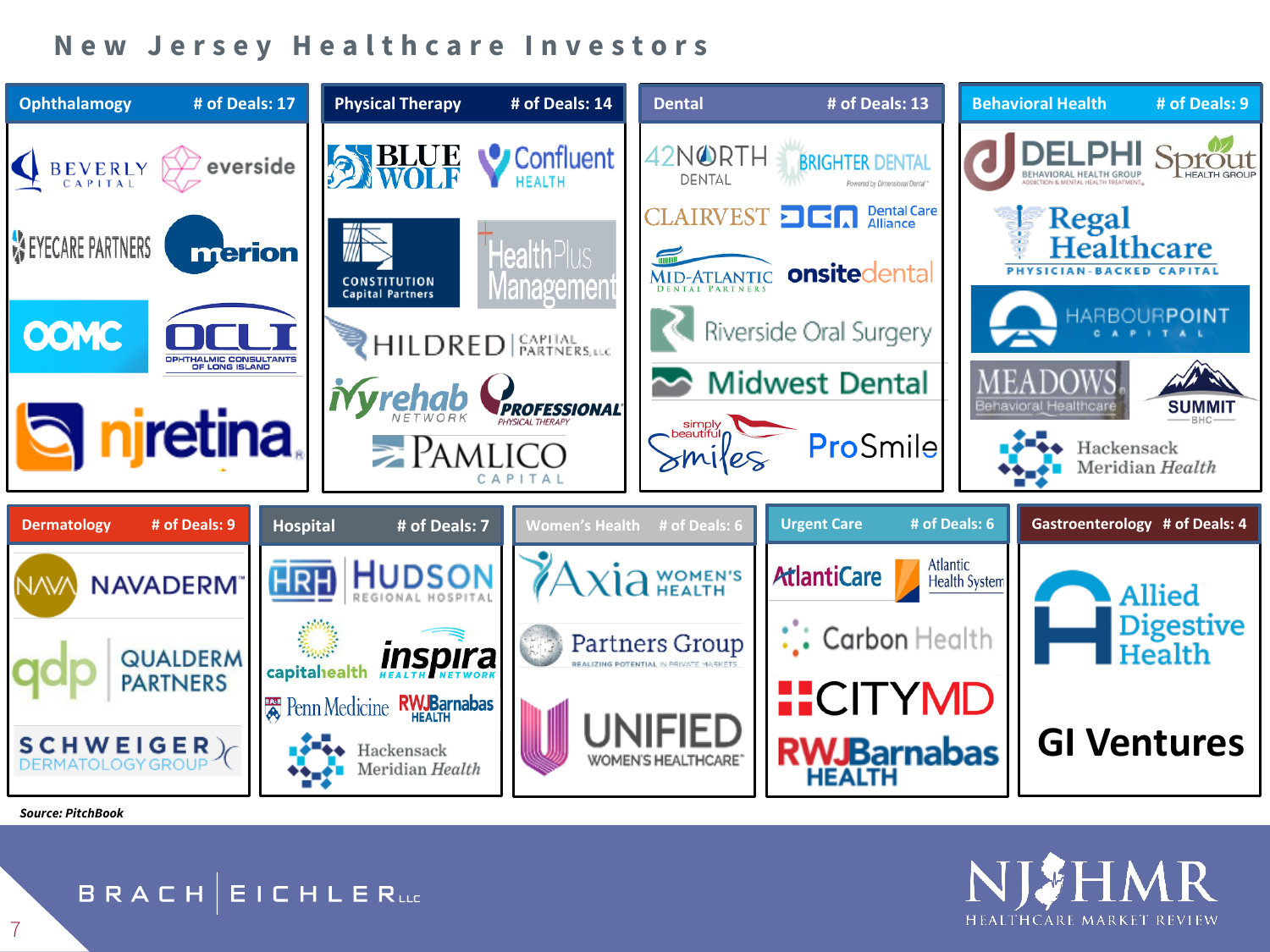# New Jersey Healthcare Investors

## Ophthalamogy — # of Deals: 17

- Beverly Capital
- everside
- Eyecare Partners
- merion
- OOMC
- OCLI Ophthalmic Consultants of Long Island
- njretina

## Physical Therapy — # of Deals: 14

- Blue Wolf
- Confluent Health
- Constitution Capital Partners
- HealthPlus Management
- Hildred Capital Partners, LLC
- Ivyrehab Network
- Professional Physical Therapy
- Pamlico Capital

## Dental — # of Deals: 13

- 42North Dental
- Brighter Dental
- Clairvest
- DCA Dental Care Alliance
- Mid-Atlantic Dental Partners
- onsitedental
- Riverside Oral Surgery
- Midwest Dental
- simply beautiful Smiles
- ProSmile

## Behavioral Health — # of Deals: 9

- Delphi Behavioral Health Group
- Sprout Health Group
- Regal Healthcare Physician-Backed Capital
- Harbourpoint Capital
- Meadows Behavioral Healthcare
- Summit BHC
- Hackensack Meridian Health

## Dermatology — # of Deals: 9

- NAVA Navaderm
- qdp Qualderm Partners
- Schweiger Dermatology Group

## Hospital — # of Deals: 7

- HRH Hudson Regional Hospital
- capitalhealth
- inspira Health Network
- Penn Medicine
- RWJBarnabas Health
- Hackensack Meridian Health

## Women's Health — # of Deals: 6

- Axia Women's Health
- Partners Group
- Unified Women's Healthcare

## Urgent Care — # of Deals: 6

- AtlantiCare
- Atlantic Health System
- Carbon Health
- CityMD
- RWJBarnabas Health

## Gastroenterology — # of Deals: 4

- Allied Digestive Health
- GI Ventures

***Source: PitchBook***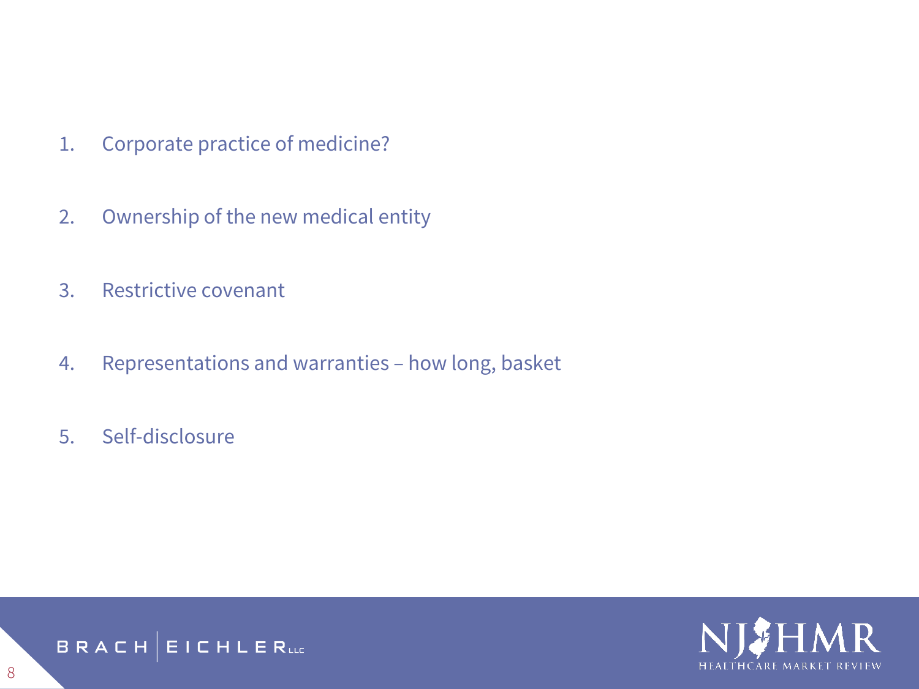1. Corporate practice of medicine?
2. Ownership of the new medical entity
3. Restrictive covenant
4. Representations and warranties – how long, basket
5. Self-disclosure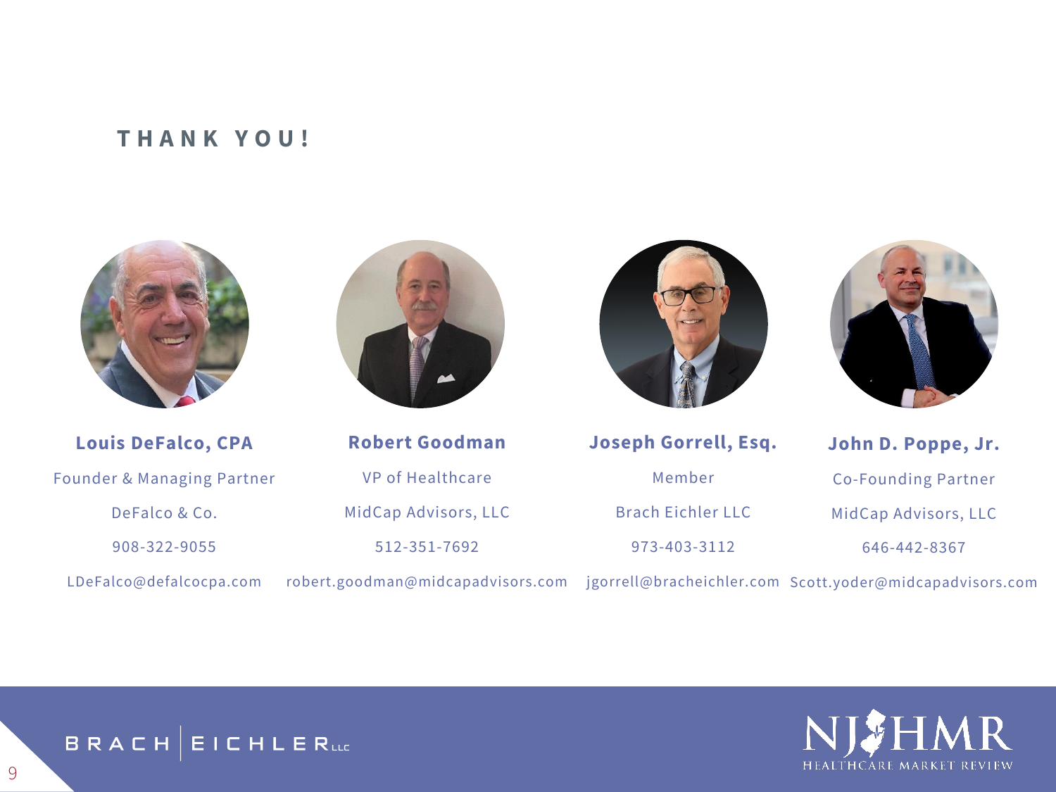## THANK YOU!

**Louis DeFalco, CPA**
Founder & Managing Partner
DeFalco & Co.
908-322-9055
LDeFalco@defalcocpa.com

**Robert Goodman**
VP of Healthcare
MidCap Advisors, LLC
512-351-7692
robert.goodman@midcapadvisors.com

**Joseph Gorrell, Esq.**
Member
Brach Eichler LLC
973-403-3112
jgorrell@bracheichler.com

**John D. Poppe, Jr.**
Co-Founding Partner
MidCap Advisors, LLC
646-442-8367
Scott.yoder@midcapadvisors.com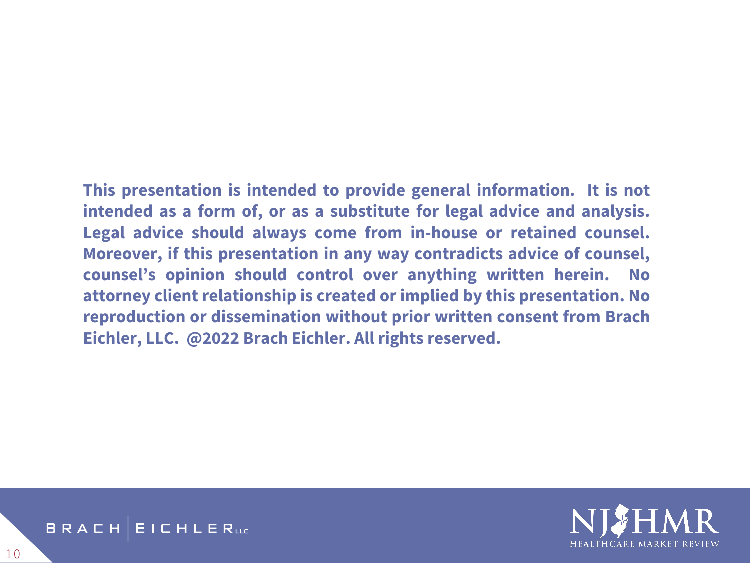**This presentation is intended to provide general information. It is not intended as a form of, or as a substitute for legal advice and analysis. Legal advice should always come from in-house or retained counsel. Moreover, if this presentation in any way contradicts advice of counsel, counsel's opinion should control over anything written herein. No attorney client relationship is created or implied by this presentation. No reproduction or dissemination without prior written consent from Brach Eichler, LLC. @2022 Brach Eichler. All rights reserved.**